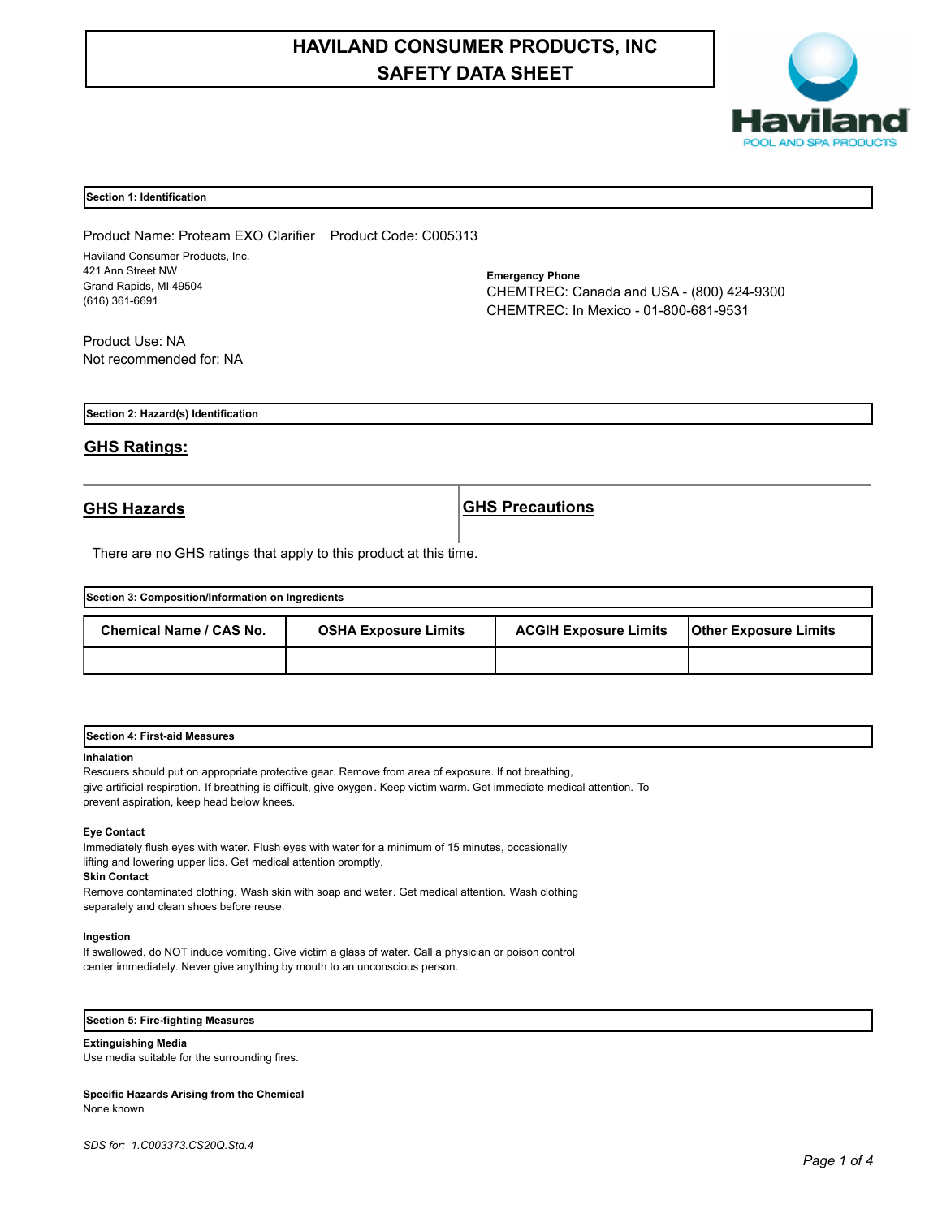# HAVILAND CONSUMER PRODUCTS, INC
# SAFETY DATA SHEET

## Section 1: Identification

Product Name: Proteam EXO Clarifier    Product Code: C005313

Haviland Consumer Products, Inc.
421 Ann Street NW
Grand Rapids, MI 49504
(616) 361-6691

**Emergency Phone**
CHEMTREC: Canada and USA - (800) 424-9300
CHEMTREC: In Mexico - 01-800-681-9531

Product Use: NA
Not recommended for: NA

## Section 2: Hazard(s) Identification

### GHS Ratings:

| GHS Hazards | GHS Precautions |
|---|---|

There are no GHS ratings that apply to this product at this time.

## Section 3: Composition/Information on Ingredients

| Chemical Name / CAS No. | OSHA Exposure Limits | ACGIH Exposure Limits | Other Exposure Limits |
|---|---|---|---|
| | | | |

## Section 4: First-aid Measures

**Inhalation**
Rescuers should put on appropriate protective gear. Remove from area of exposure. If not breathing, give artificial respiration. If breathing is difficult, give oxygen. Keep victim warm. Get immediate medical attention. To prevent aspiration, keep head below knees.

**Eye Contact**
Immediately flush eyes with water. Flush eyes with water for a minimum of 15 minutes, occasionally lifting and lowering upper lids. Get medical attention promptly.

**Skin Contact**
Remove contaminated clothing. Wash skin with soap and water. Get medical attention. Wash clothing separately and clean shoes before reuse.

**Ingestion**
If swallowed, do NOT induce vomiting. Give victim a glass of water. Call a physician or poison control center immediately. Never give anything by mouth to an unconscious person.

## Section 5: Fire-fighting Measures

**Extinguishing Media**
Use media suitable for the surrounding fires.

**Specific Hazards Arising from the Chemical**
None known

*SDS for: 1.C003373.CS20Q.Std.4*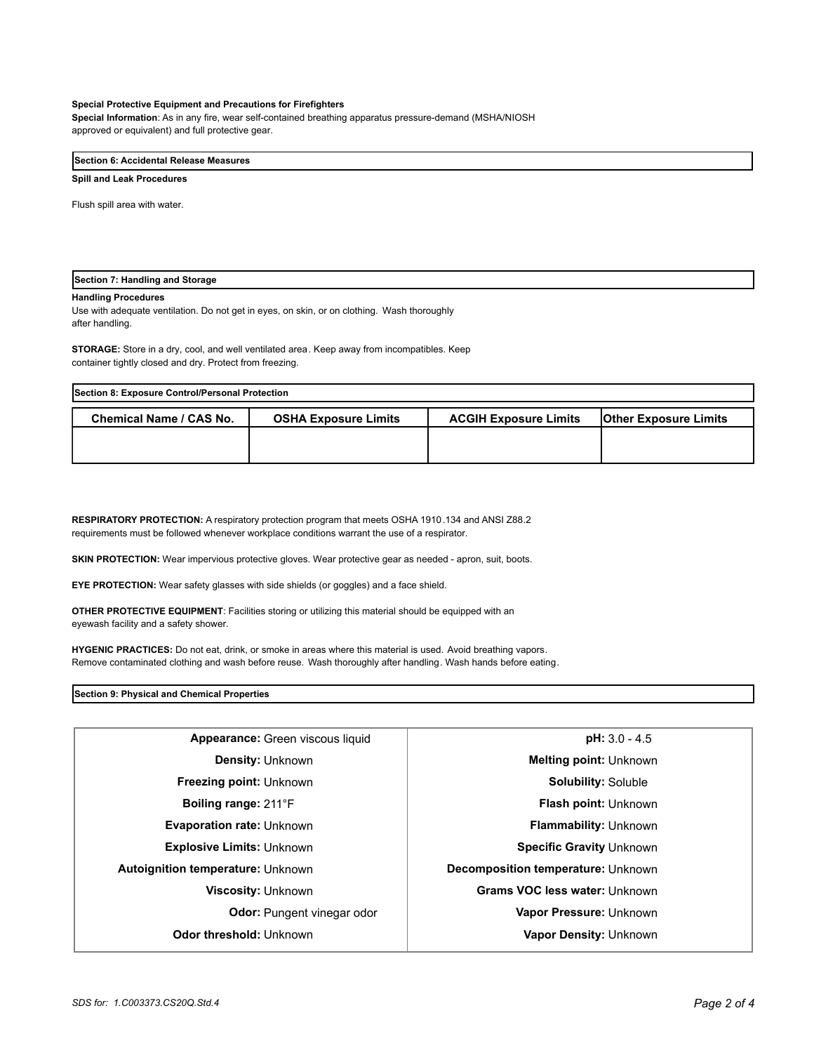**Special Protective Equipment and Precautions for Firefighters**

**Special Information**: As in any fire, wear self-contained breathing apparatus pressure-demand (MSHA/NIOSH approved or equivalent) and full protective gear.

## Section 6: Accidental Release Measures

**Spill and Leak Procedures**

Flush spill area with water.

## Section 7: Handling and Storage

**Handling Procedures**

Use with adequate ventilation. Do not get in eyes, on skin, or on clothing. Wash thoroughly after handling.

**STORAGE:** Store in a dry, cool, and well ventilated area. Keep away from incompatibles. Keep container tightly closed and dry. Protect from freezing.

## Section 8: Exposure Control/Personal Protection

| Chemical Name / CAS No. | OSHA Exposure Limits | ACGIH Exposure Limits | Other Exposure Limits |
|---|---|---|---|
| | | | |

**RESPIRATORY PROTECTION:** A respiratory protection program that meets OSHA 1910.134 and ANSI Z88.2 requirements must be followed whenever workplace conditions warrant the use of a respirator.

**SKIN PROTECTION:** Wear impervious protective gloves. Wear protective gear as needed - apron, suit, boots.

**EYE PROTECTION:** Wear safety glasses with side shields (or goggles) and a face shield.

**OTHER PROTECTIVE EQUIPMENT**: Facilities storing or utilizing this material should be equipped with an eyewash facility and a safety shower.

**HYGENIC PRACTICES:** Do not eat, drink, or smoke in areas where this material is used. Avoid breathing vapors. Remove contaminated clothing and wash before reuse. Wash thoroughly after handling. Wash hands before eating.

## Section 9: Physical and Chemical Properties

| | |
|---|---|
| **Appearance:** Green viscous liquid | **pH:** 3.0 - 4.5 |
| **Density:** Unknown | **Melting point:** Unknown |
| **Freezing point:** Unknown | **Solubility:** Soluble |
| **Boiling range:** 211°F | **Flash point:** Unknown |
| **Evaporation rate:** Unknown | **Flammability:** Unknown |
| **Explosive Limits:** Unknown | **Specific Gravity** Unknown |
| **Autoignition temperature:** Unknown | **Decomposition temperature:** Unknown |
| **Viscosity:** Unknown | **Grams VOC less water:** Unknown |
| **Odor:** Pungent vinegar odor | **Vapor Pressure:** Unknown |
| **Odor threshold:** Unknown | **Vapor Density:** Unknown |

*SDS for: 1.C003373.CS20Q.Std.4*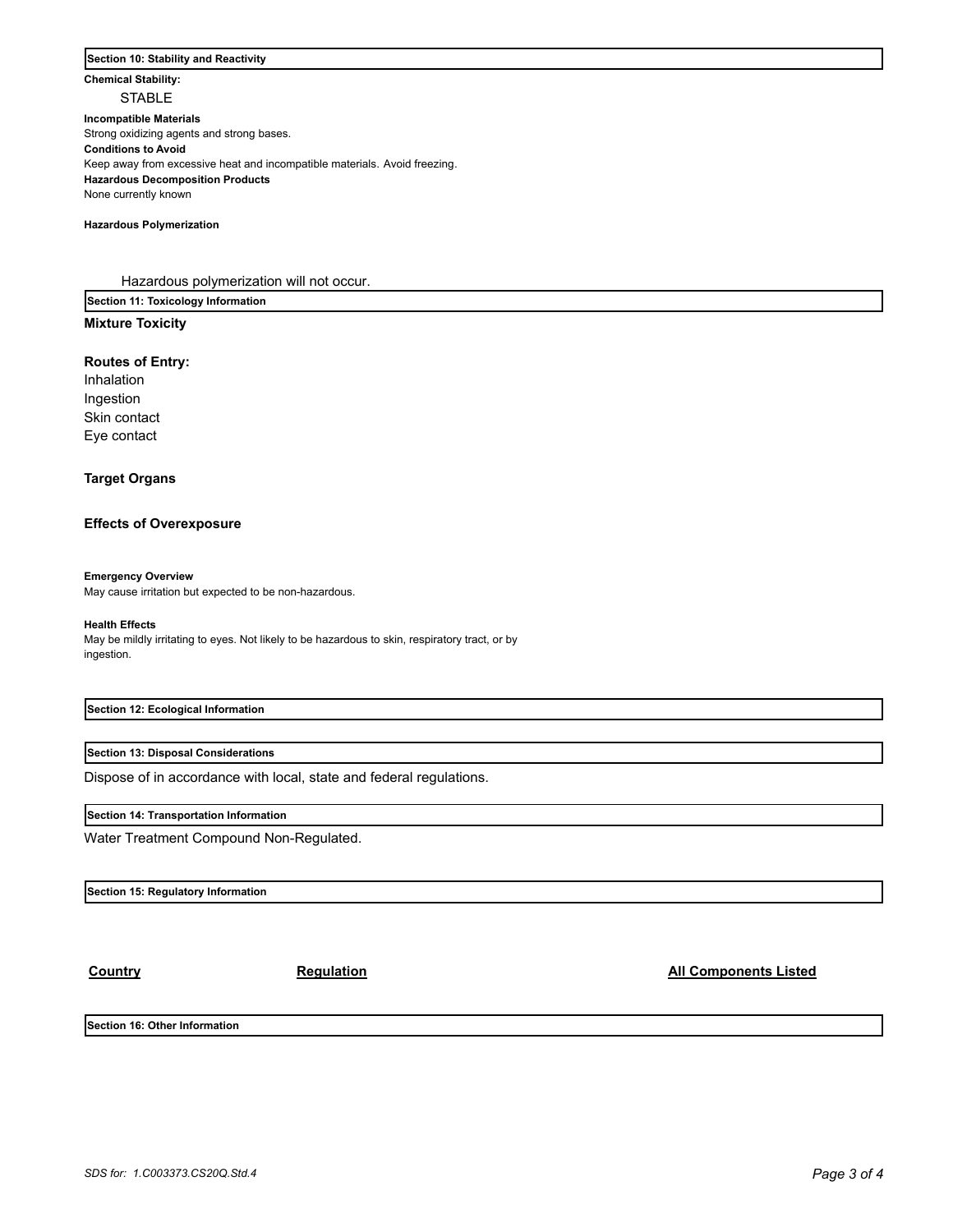## Section 10: Stability and Reactivity

**Chemical Stability:**

STABLE

**Incompatible Materials**

Strong oxidizing agents and strong bases.

**Conditions to Avoid**

Keep away from excessive heat and incompatible materials. Avoid freezing.

**Hazardous Decomposition Products**

None currently known

**Hazardous Polymerization**

Hazardous polymerization will not occur.

## Section 11: Toxicology Information

**Mixture Toxicity**

**Routes of Entry:**

Inhalation
Ingestion
Skin contact
Eye contact

**Target Organs**

**Effects of Overexposure**

**Emergency Overview**

May cause irritation but expected to be non-hazardous.

**Health Effects**

May be mildly irritating to eyes. Not likely to be hazardous to skin, respiratory tract, or by ingestion.

## Section 12: Ecological Information

## Section 13: Disposal Considerations

Dispose of in accordance with local, state and federal regulations.

## Section 14: Transportation Information

Water Treatment Compound Non-Regulated.

## Section 15: Regulatory Information

| Country | Regulation | All Components Listed |
| --- | --- | --- |

## Section 16: Other Information

*SDS for: 1.C003373.CS20Q.Std.4*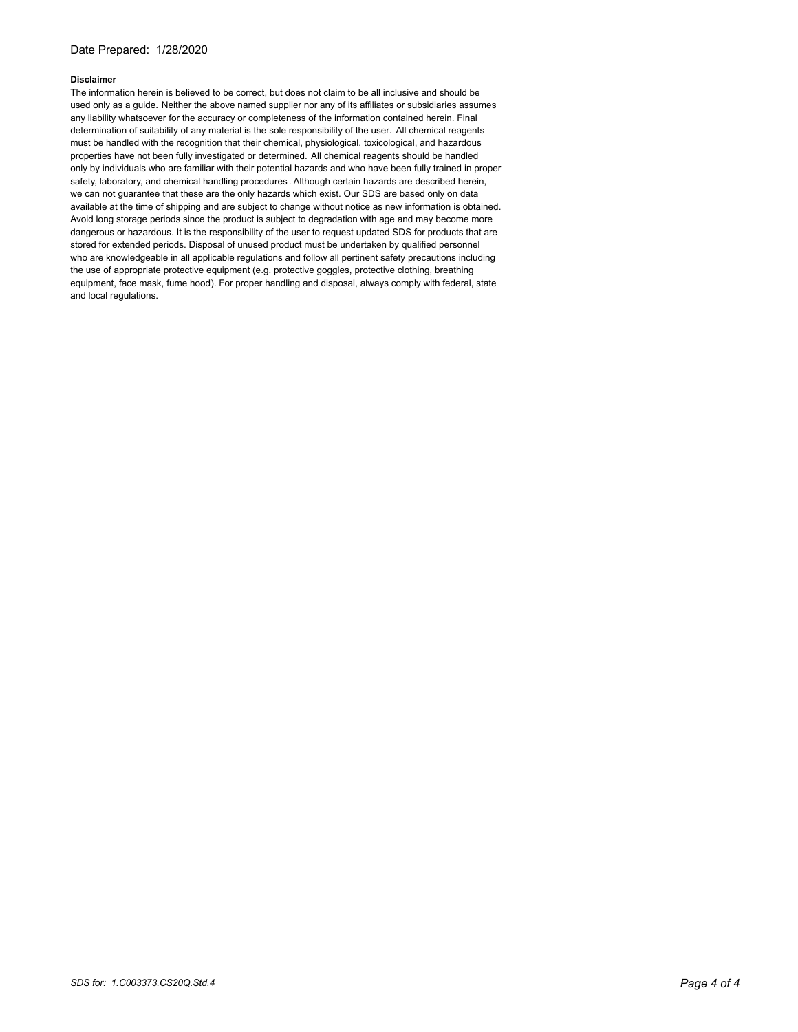Date Prepared: 1/28/2020

**Disclaimer**

The information herein is believed to be correct, but does not claim to be all inclusive and should be used only as a guide. Neither the above named supplier nor any of its affiliates or subsidiaries assumes any liability whatsoever for the accuracy or completeness of the information contained herein. Final determination of suitability of any material is the sole responsibility of the user. All chemical reagents must be handled with the recognition that their chemical, physiological, toxicological, and hazardous properties have not been fully investigated or determined. All chemical reagents should be handled only by individuals who are familiar with their potential hazards and who have been fully trained in proper safety, laboratory, and chemical handling procedures. Although certain hazards are described herein, we can not guarantee that these are the only hazards which exist. Our SDS are based only on data available at the time of shipping and are subject to change without notice as new information is obtained. Avoid long storage periods since the product is subject to degradation with age and may become more dangerous or hazardous. It is the responsibility of the user to request updated SDS for products that are stored for extended periods. Disposal of unused product must be undertaken by qualified personnel who are knowledgeable in all applicable regulations and follow all pertinent safety precautions including the use of appropriate protective equipment (e.g. protective goggles, protective clothing, breathing equipment, face mask, fume hood). For proper handling and disposal, always comply with federal, state and local regulations.